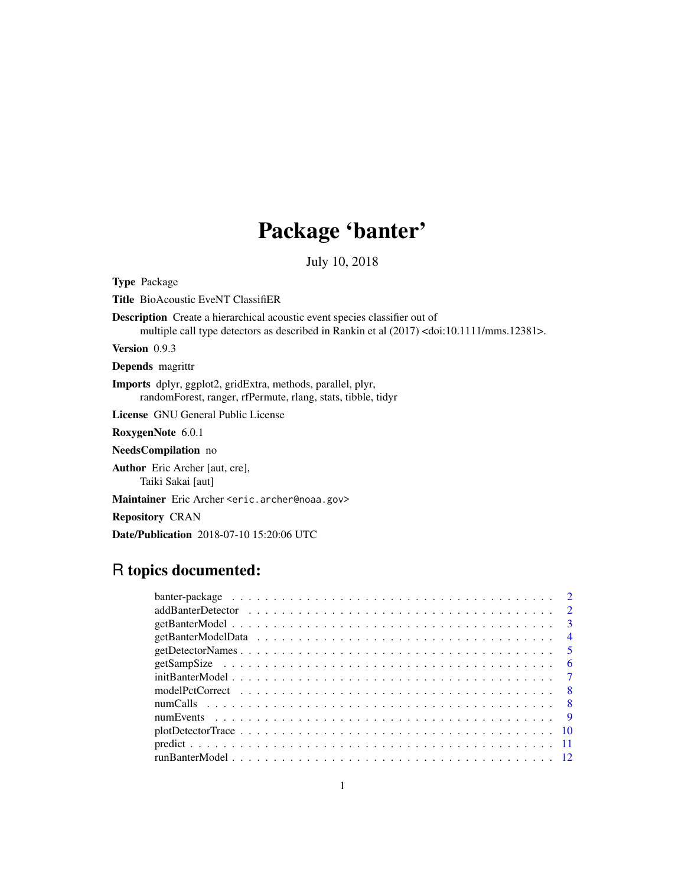# Package 'banter'

July 10, 2018

**Type** Package

**Title** BioAcoustic EveNT ClassifiER

**Description** Create a hierarchical acoustic event species classifier out of multiple call type detectors as described in Rankin et al (2017) <doi:10.1111/mms.12381>.

**Version** 0.9.3

**Depends** magrittr

**Imports** dplyr, ggplot2, gridExtra, methods, parallel, plyr, randomForest, ranger, rfPermute, rlang, stats, tibble, tidyr

**License** GNU General Public License

**RoxygenNote** 6.0.1

**NeedsCompilation** no

**Author** Eric Archer [aut, cre], Taiki Sakai [aut]

**Maintainer** Eric Archer <eric.archer@noaa.gov>

**Repository** CRAN

**Date/Publication** 2018-07-10 15:20:06 UTC

## R topics documented:

| | |
|---|---|
| banter-package | 2 |
| addBanterDetector | 2 |
| getBanterModel | 3 |
| getBanterModelData | 4 |
| getDetectorNames | 5 |
| getSampSize | 6 |
| initBanterModel | 7 |
| modelPctCorrect | 8 |
| numCalls | 8 |
| numEvents | 9 |
| plotDetectorTrace | 10 |
| predict | 11 |
| runBanterModel | 12 |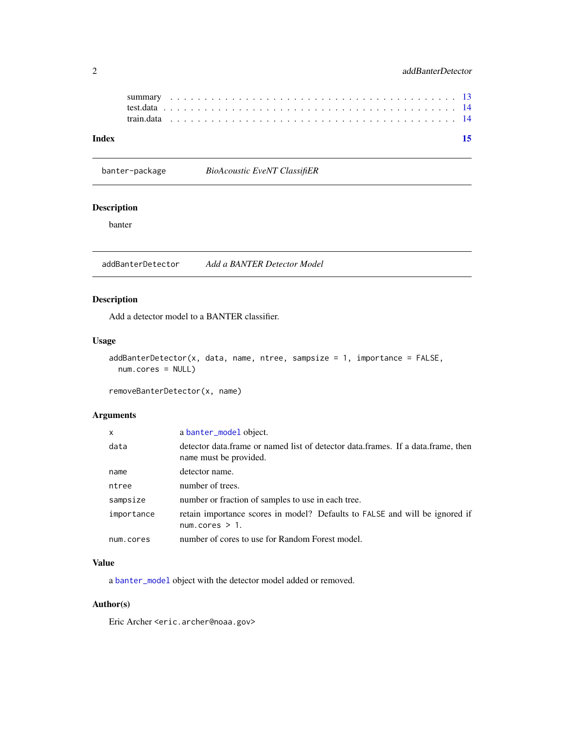summary . . . . . . . . . . . . . . . . . . . . . . . . . . . . . . . . . . . . . . 13
test.data . . . . . . . . . . . . . . . . . . . . . . . . . . . . . . . . . . . . . . 14
train.data . . . . . . . . . . . . . . . . . . . . . . . . . . . . . . . . . . . . . . 14

**Index** **15**

---

`banter-package` *BioAcoustic EveNT ClassifiER*

---

### Description

banter

---

`addBanterDetector` *Add a BANTER Detector Model*

---

### Description

Add a detector model to a BANTER classifier.

### Usage

```
addBanterDetector(x, data, name, ntree, sampsize = 1, importance = FALSE,
  num.cores = NULL)

removeBanterDetector(x, name)
```

### Arguments

| | |
|---|---|
| `x` | a `banter_model` object. |
| `data` | detector data.frame or named list of detector data.frames. If a data.frame, then `name` must be provided. |
| `name` | detector name. |
| `ntree` | number of trees. |
| `sampsize` | number or fraction of samples to use in each tree. |
| `importance` | retain importance scores in model? Defaults to `FALSE` and will be ignored if `num.cores > 1`. |
| `num.cores` | number of cores to use for Random Forest model. |

### Value

a `banter_model` object with the detector model added or removed.

### Author(s)

Eric Archer <eric.archer@noaa.gov>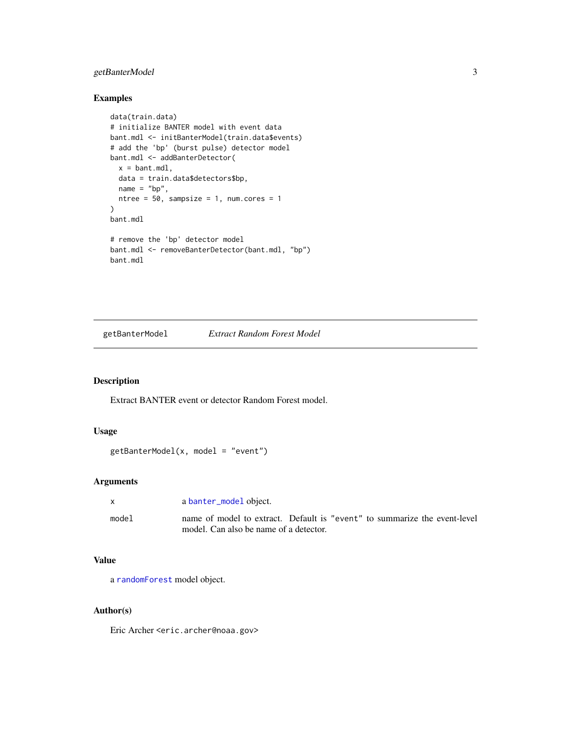## Examples

```
data(train.data)
# initialize BANTER model with event data
bant.mdl <- initBanterModel(train.data$events)
# add the 'bp' (burst pulse) detector model
bant.mdl <- addBanterDetector(
  x = bant.mdl,
  data = train.data$detectors$bp,
  name = "bp",
  ntree = 50, sampsize = 1, num.cores = 1
)
bant.mdl

# remove the 'bp' detector model
bant.mdl <- removeBanterDetector(bant.mdl, "bp")
bant.mdl
```

---

# getBanterModel — *Extract Random Forest Model*

---

## Description

Extract BANTER event or detector Random Forest model.

## Usage

```
getBanterModel(x, model = "event")
```

## Arguments

| | |
|---|---|
| `x` | a `banter_model` object. |
| `model` | name of model to extract. Default is `"event"` to summarize the event-level model. Can also be name of a detector. |

## Value

a `randomForest` model object.

## Author(s)

Eric Archer <eric.archer@noaa.gov>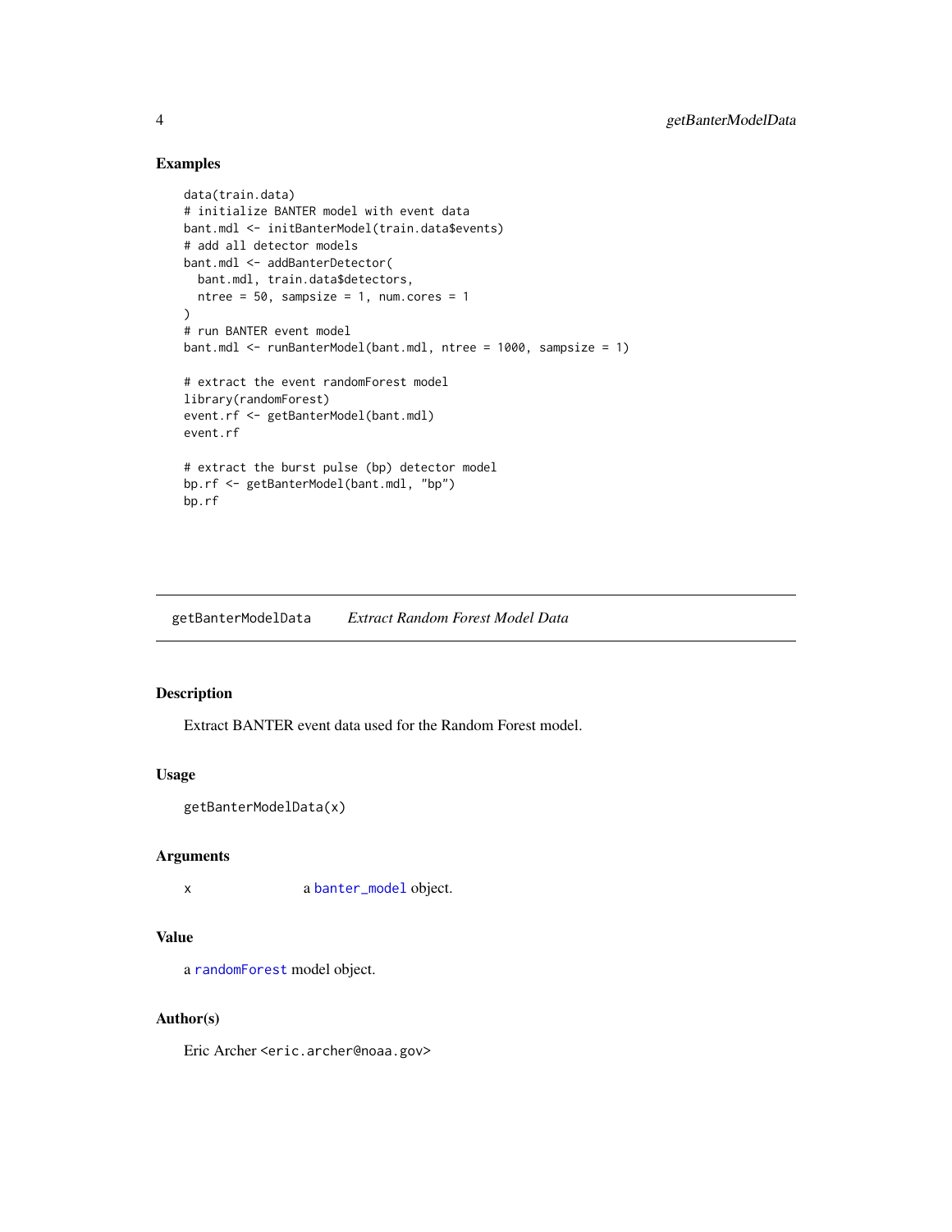## Examples

```
data(train.data)
# initialize BANTER model with event data
bant.mdl <- initBanterModel(train.data$events)
# add all detector models
bant.mdl <- addBanterDetector(
  bant.mdl, train.data$detectors,
  ntree = 50, sampsize = 1, num.cores = 1
)
# run BANTER event model
bant.mdl <- runBanterModel(bant.mdl, ntree = 1000, sampsize = 1)

# extract the event randomForest model
library(randomForest)
event.rf <- getBanterModel(bant.mdl)
event.rf

# extract the burst pulse (bp) detector model
bp.rf <- getBanterModel(bant.mdl, "bp")
bp.rf
```

---

# getBanterModelData *Extract Random Forest Model Data*

## Description

Extract BANTER event data used for the Random Forest model.

## Usage

```
getBanterModelData(x)
```

## Arguments

| | |
|---|---|
| x | a `banter_model` object. |

## Value

a `randomForest` model object.

## Author(s)

Eric Archer <eric.archer@noaa.gov>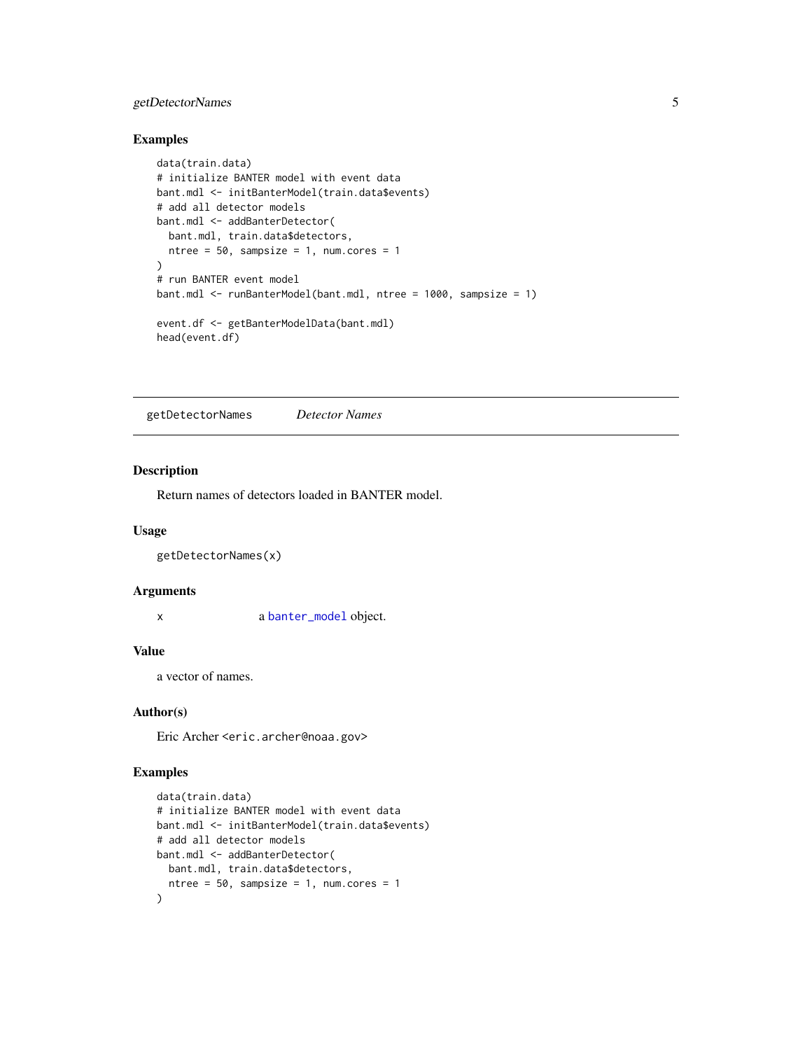## Examples

```
data(train.data)
# initialize BANTER model with event data
bant.mdl <- initBanterModel(train.data$events)
# add all detector models
bant.mdl <- addBanterDetector(
  bant.mdl, train.data$detectors,
  ntree = 50, sampsize = 1, num.cores = 1
)
# run BANTER event model
bant.mdl <- runBanterModel(bant.mdl, ntree = 1000, sampsize = 1)

event.df <- getBanterModelData(bant.mdl)
head(event.df)
```

---

# getDetectorNames *Detector Names*

---

## Description

Return names of detectors loaded in BANTER model.

## Usage

```
getDetectorNames(x)
```

## Arguments

| | |
|---|---|
| x | a `banter_model` object. |

## Value

a vector of names.

## Author(s)

Eric Archer <eric.archer@noaa.gov>

## Examples

```
data(train.data)
# initialize BANTER model with event data
bant.mdl <- initBanterModel(train.data$events)
# add all detector models
bant.mdl <- addBanterDetector(
  bant.mdl, train.data$detectors,
  ntree = 50, sampsize = 1, num.cores = 1
)
```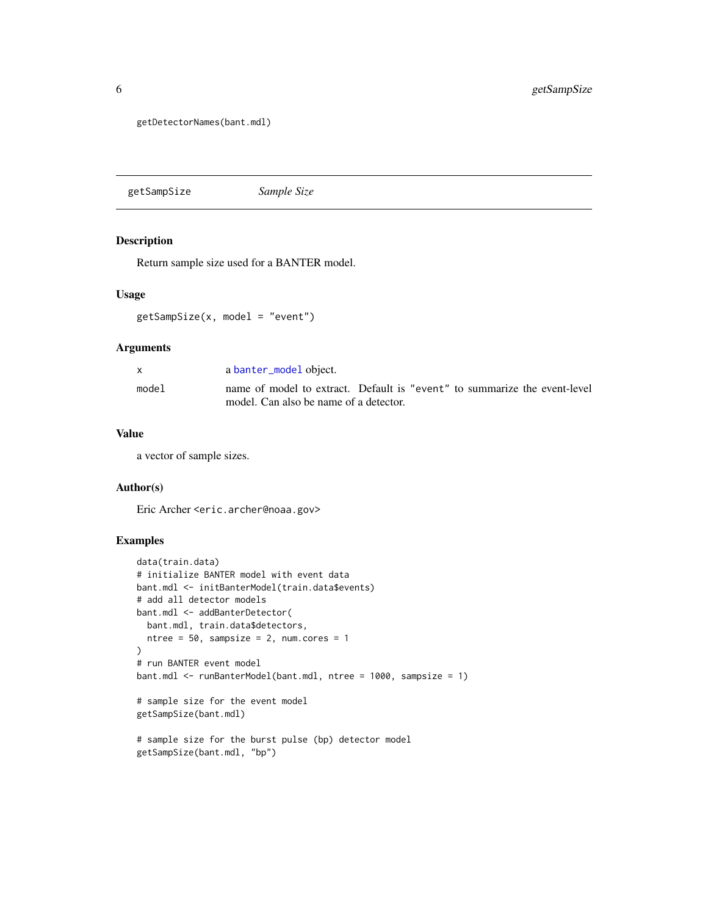```
getDetectorNames(bant.mdl)
```

## getSampSize    *Sample Size*

### Description

Return sample size used for a BANTER model.

### Usage

```
getSampSize(x, model = "event")
```

### Arguments

| | |
|---|---|
| x | a banter_model object. |
| model | name of model to extract. Default is "event" to summarize the event-level model. Can also be name of a detector. |

### Value

a vector of sample sizes.

### Author(s)

Eric Archer <eric.archer@noaa.gov>

### Examples

```
data(train.data)
# initialize BANTER model with event data
bant.mdl <- initBanterModel(train.data$events)
# add all detector models
bant.mdl <- addBanterDetector(
  bant.mdl, train.data$detectors,
  ntree = 50, sampsize = 2, num.cores = 1
)
# run BANTER event model
bant.mdl <- runBanterModel(bant.mdl, ntree = 1000, sampsize = 1)

# sample size for the event model
getSampSize(bant.mdl)

# sample size for the burst pulse (bp) detector model
getSampSize(bant.mdl, "bp")
```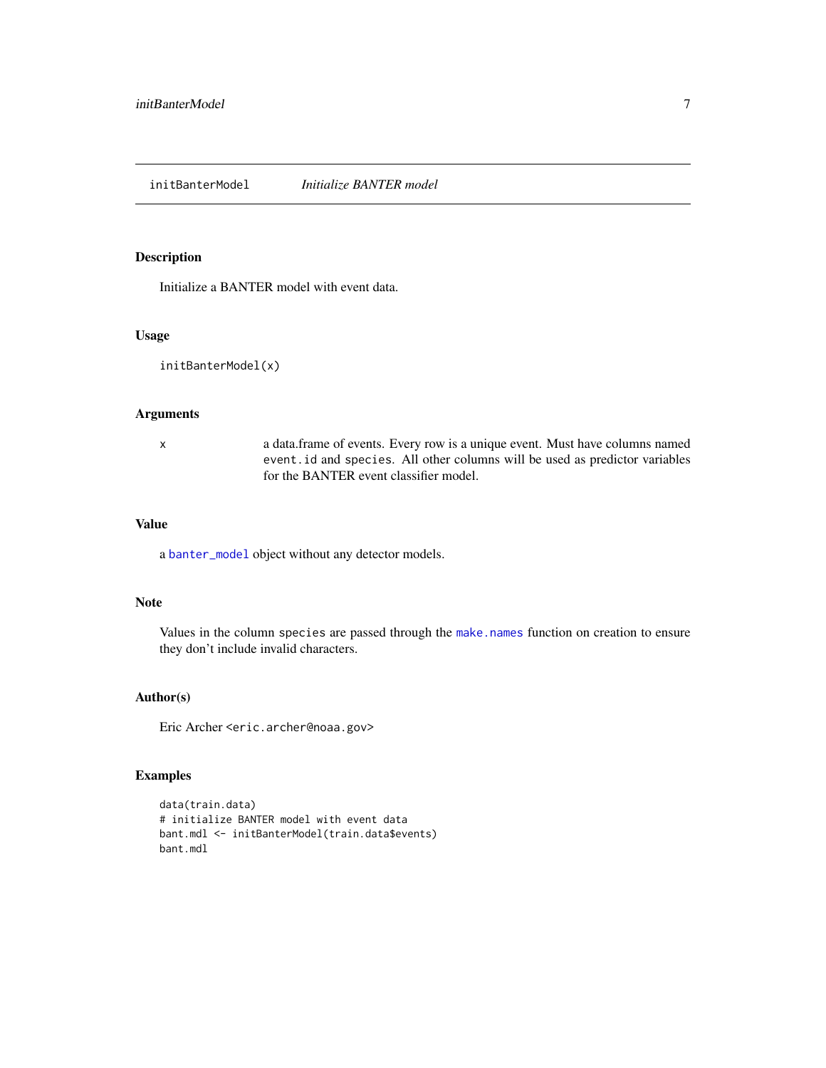## initBanterModel — *Initialize BANTER model*

### Description

Initialize a BANTER model with event data.

### Usage

```
initBanterModel(x)
```

### Arguments

| | |
|---|---|
| x | a data.frame of events. Every row is a unique event. Must have columns named `event.id` and `species`. All other columns will be used as predictor variables for the BANTER event classifier model. |

### Value

a `banter_model` object without any detector models.

### Note

Values in the column `species` are passed through the `make.names` function on creation to ensure they don't include invalid characters.

### Author(s)

Eric Archer <eric.archer@noaa.gov>

### Examples

```
data(train.data)
# initialize BANTER model with event data
bant.mdl <- initBanterModel(train.data$events)
bant.mdl
```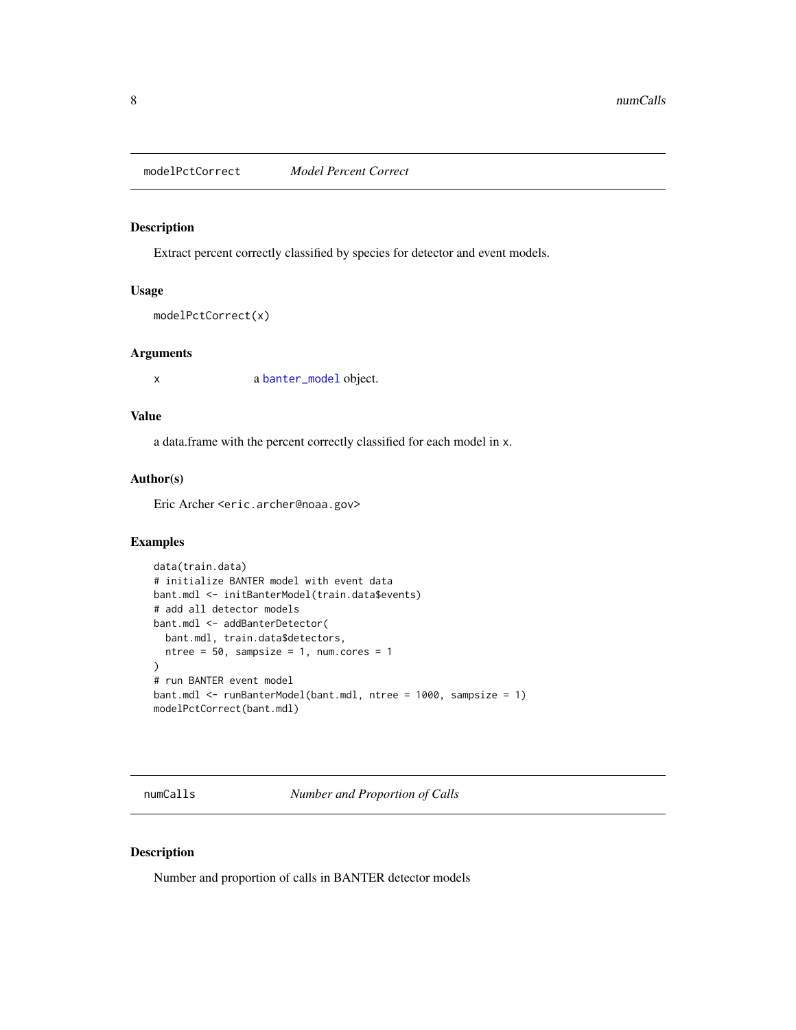## modelPctCorrect *Model Percent Correct*

### Description

Extract percent correctly classified by species for detector and event models.

### Usage

```
modelPctCorrect(x)
```

### Arguments

| | |
|---|---|
| x | a banter_model object. |

### Value

a data.frame with the percent correctly classified for each model in x.

### Author(s)

Eric Archer <eric.archer@noaa.gov>

### Examples

```
data(train.data)
# initialize BANTER model with event data
bant.mdl <- initBanterModel(train.data$events)
# add all detector models
bant.mdl <- addBanterDetector(
  bant.mdl, train.data$detectors,
  ntree = 50, sampsize = 1, num.cores = 1
)
# run BANTER event model
bant.mdl <- runBanterModel(bant.mdl, ntree = 1000, sampsize = 1)
modelPctCorrect(bant.mdl)
```

## numCalls *Number and Proportion of Calls*

### Description

Number and proportion of calls in BANTER detector models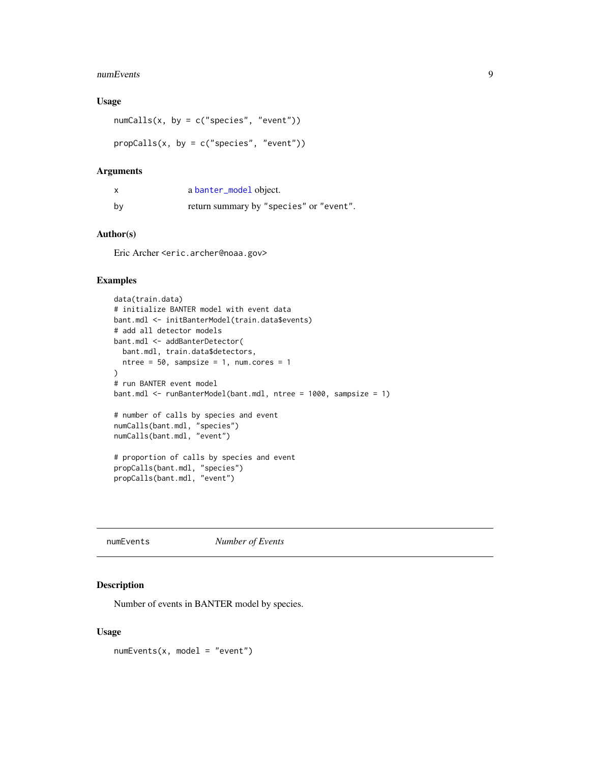## Usage

```
numCalls(x, by = c("species", "event"))

propCalls(x, by = c("species", "event"))
```

## Arguments

| | |
|---|---|
| x | a `banter_model` object. |
| by | return summary by "species" or "event". |

## Author(s)

Eric Archer <eric.archer@noaa.gov>

## Examples

```
data(train.data)
# initialize BANTER model with event data
bant.mdl <- initBanterModel(train.data$events)
# add all detector models
bant.mdl <- addBanterDetector(
  bant.mdl, train.data$detectors,
  ntree = 50, sampsize = 1, num.cores = 1
)
# run BANTER event model
bant.mdl <- runBanterModel(bant.mdl, ntree = 1000, sampsize = 1)

# number of calls by species and event
numCalls(bant.mdl, "species")
numCalls(bant.mdl, "event")

# proportion of calls by species and event
propCalls(bant.mdl, "species")
propCalls(bant.mdl, "event")
```

---

# numEvents *Number of Events*

## Description

Number of events in BANTER model by species.

## Usage

```
numEvents(x, model = "event")
```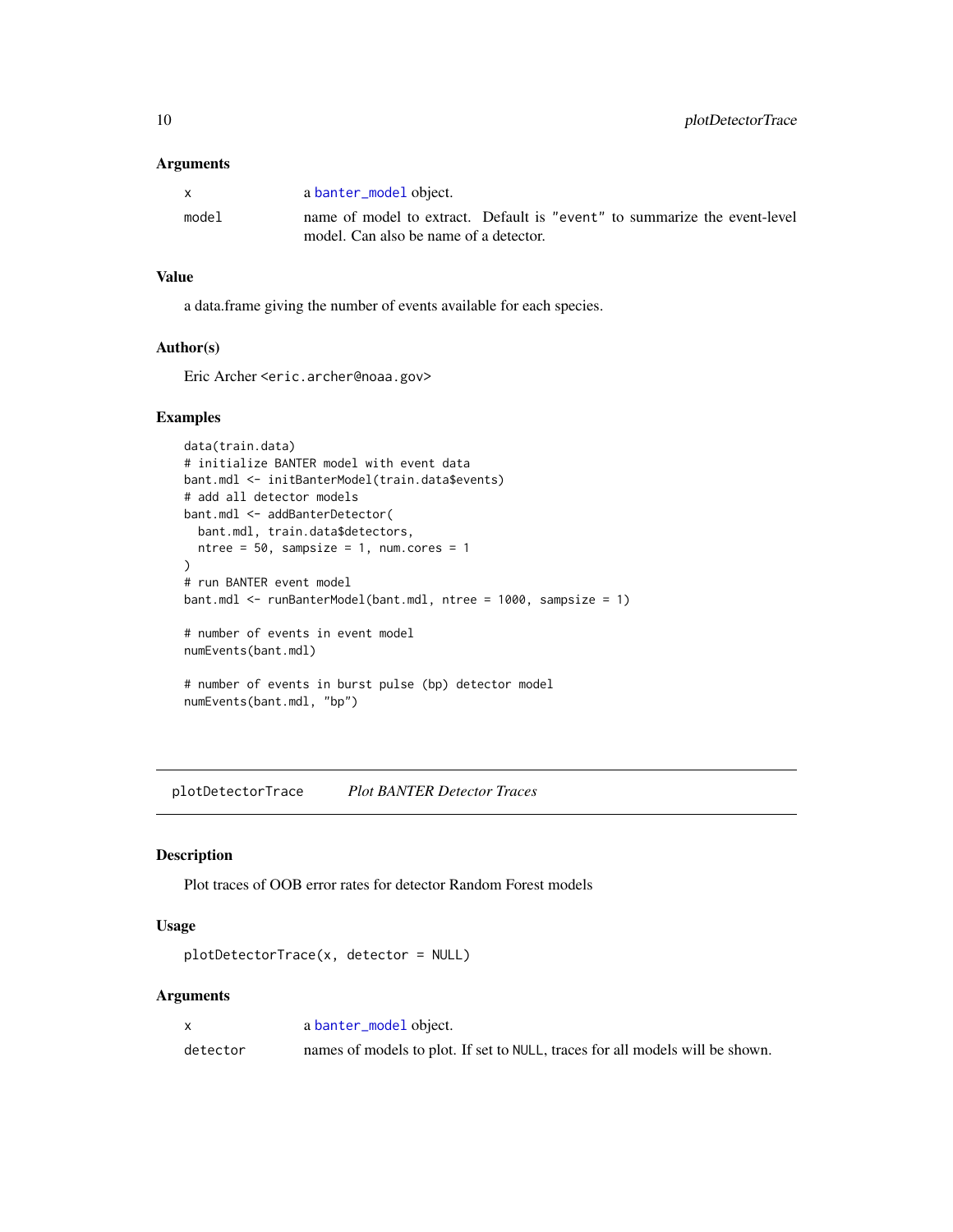### Arguments

| | |
|---|---|
| x | a banter_model object. |
| model | name of model to extract. Default is "event" to summarize the event-level model. Can also be name of a detector. |

### Value

a data.frame giving the number of events available for each species.

### Author(s)

Eric Archer <eric.archer@noaa.gov>

### Examples

```
data(train.data)
# initialize BANTER model with event data
bant.mdl <- initBanterModel(train.data$events)
# add all detector models
bant.mdl <- addBanterDetector(
  bant.mdl, train.data$detectors,
  ntree = 50, sampsize = 1, num.cores = 1
)
# run BANTER event model
bant.mdl <- runBanterModel(bant.mdl, ntree = 1000, sampsize = 1)

# number of events in event model
numEvents(bant.mdl)

# number of events in burst pulse (bp) detector model
numEvents(bant.mdl, "bp")
```

---

## plotDetectorTrace — *Plot BANTER Detector Traces*

### Description

Plot traces of OOB error rates for detector Random Forest models

### Usage

```
plotDetectorTrace(x, detector = NULL)
```

### Arguments

| | |
|---|---|
| x | a banter_model object. |
| detector | names of models to plot. If set to NULL, traces for all models will be shown. |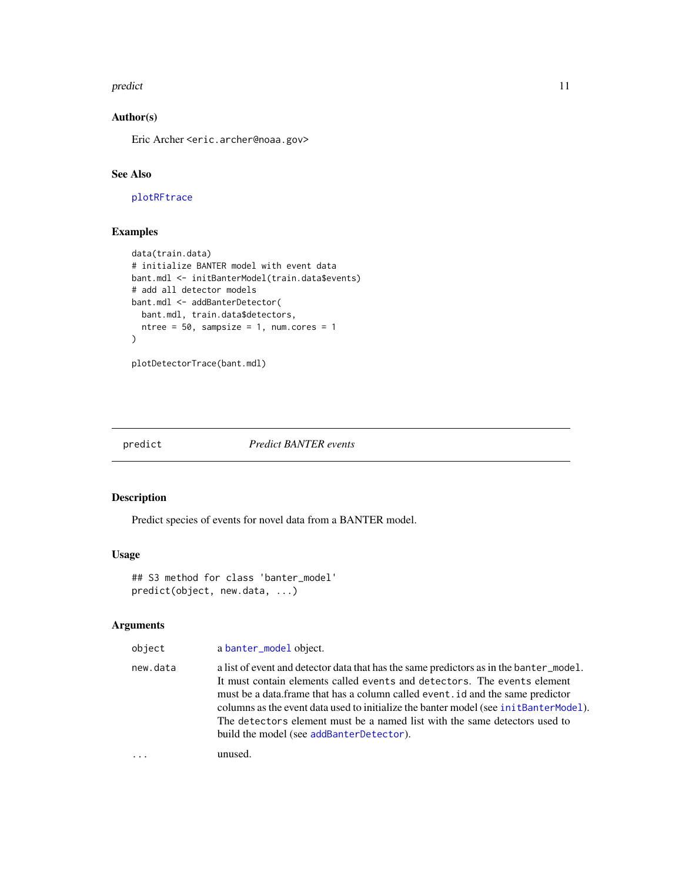### Author(s)

Eric Archer <eric.archer@noaa.gov>

### See Also

plotRFtrace

### Examples

```
data(train.data)
# initialize BANTER model with event data
bant.mdl <- initBanterModel(train.data$events)
# add all detector models
bant.mdl <- addBanterDetector(
  bant.mdl, train.data$detectors,
  ntree = 50, sampsize = 1, num.cores = 1
)

plotDetectorTrace(bant.mdl)
```

---

## predict — *Predict BANTER events*

---

### Description

Predict species of events for novel data from a BANTER model.

### Usage

```
## S3 method for class 'banter_model'
predict(object, new.data, ...)
```

### Arguments

| | |
|---|---|
| `object` | a `banter_model` object. |
| `new.data` | a list of event and detector data that has the same predictors as in the `banter_model`. It must contain elements called `events` and `detectors`. The `events` element must be a data.frame that has a column called `event.id` and the same predictor columns as the event data used to initialize the banter model (see `initBanterModel`). The `detectors` element must be a named list with the same detectors used to build the model (see `addBanterDetector`). |
| `...` | unused. |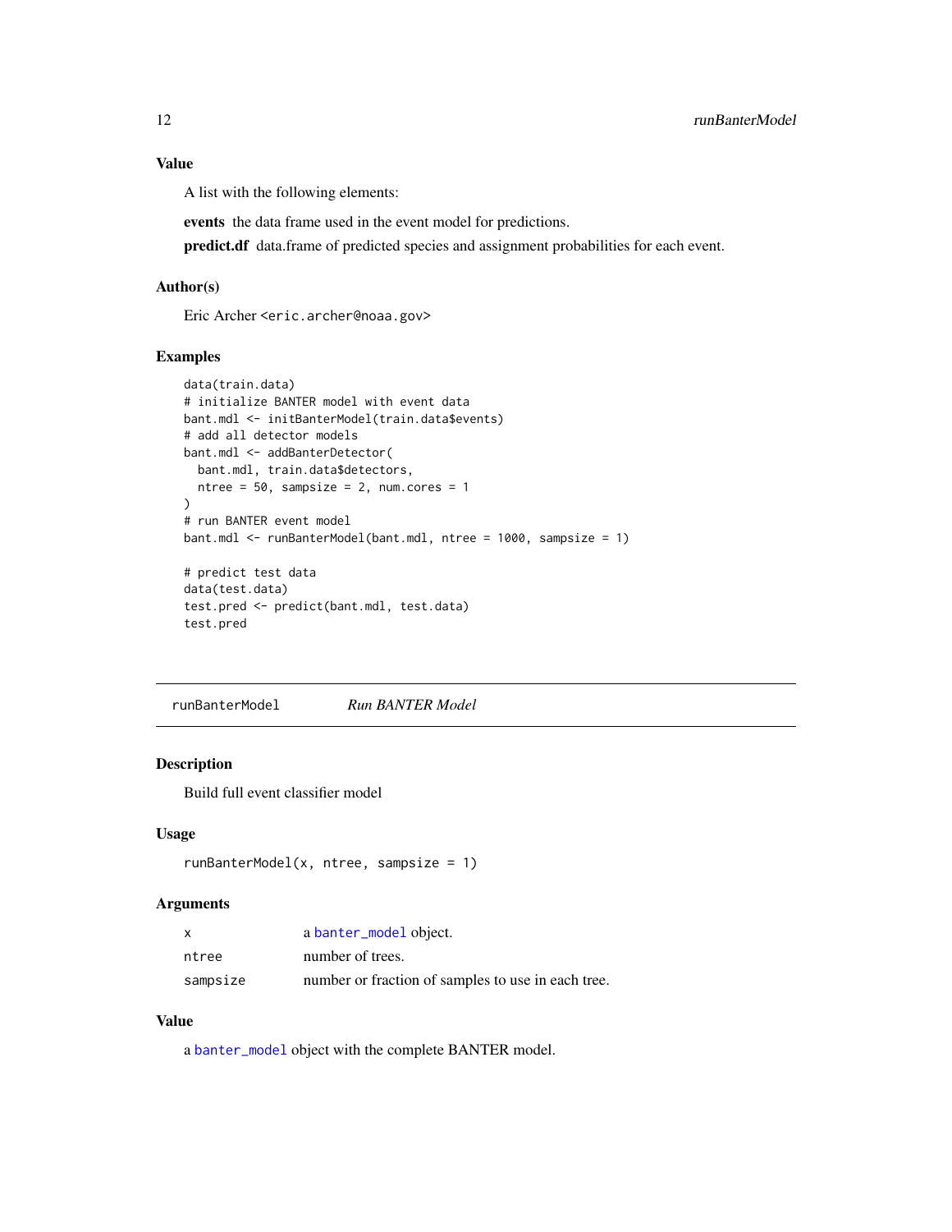### Value

A list with the following elements:

**events** the data frame used in the event model for predictions.

**predict.df** data.frame of predicted species and assignment probabilities for each event.

### Author(s)

Eric Archer <eric.archer@noaa.gov>

### Examples

```
data(train.data)
# initialize BANTER model with event data
bant.mdl <- initBanterModel(train.data$events)
# add all detector models
bant.mdl <- addBanterDetector(
  bant.mdl, train.data$detectors,
  ntree = 50, sampsize = 2, num.cores = 1
)
# run BANTER event model
bant.mdl <- runBanterModel(bant.mdl, ntree = 1000, sampsize = 1)

# predict test data
data(test.data)
test.pred <- predict(bant.mdl, test.data)
test.pred
```

---

## runBanterModel *Run BANTER Model*

### Description

Build full event classifier model

### Usage

```
runBanterModel(x, ntree, sampsize = 1)
```

### Arguments

| | |
|---|---|
| x | a banter_model object. |
| ntree | number of trees. |
| sampsize | number or fraction of samples to use in each tree. |

### Value

a banter_model object with the complete BANTER model.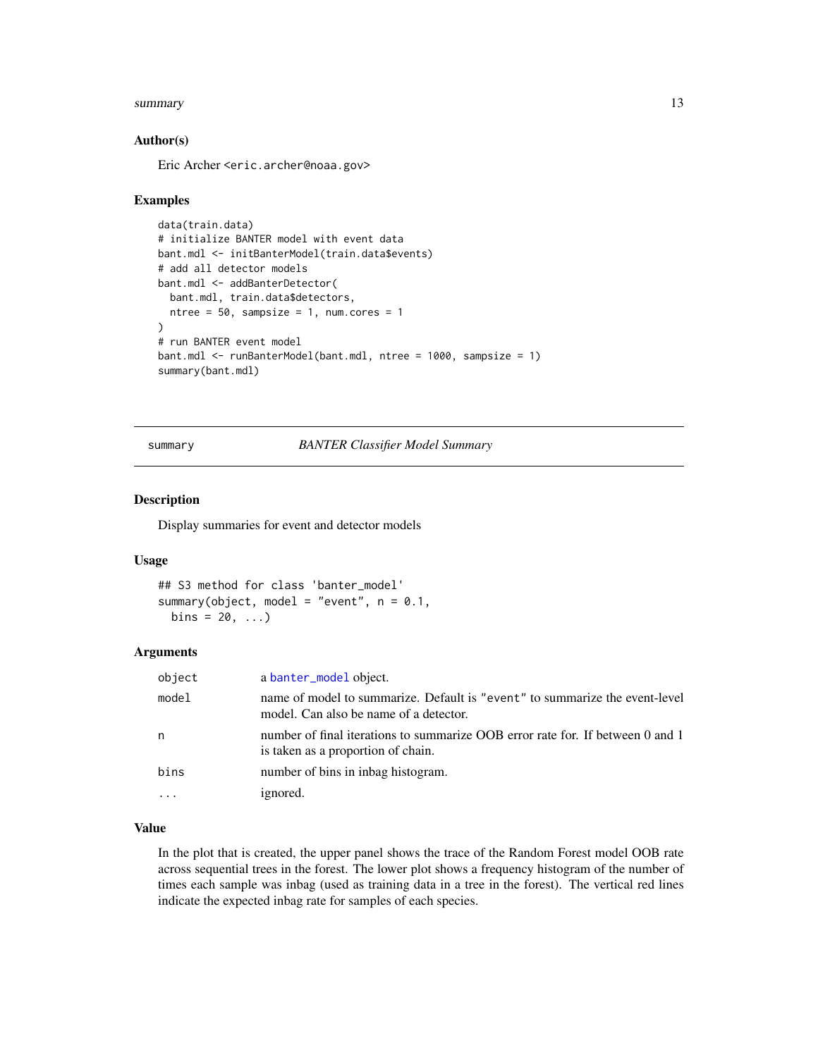### Author(s)

Eric Archer <eric.archer@noaa.gov>

### Examples

```
data(train.data)
# initialize BANTER model with event data
bant.mdl <- initBanterModel(train.data$events)
# add all detector models
bant.mdl <- addBanterDetector(
  bant.mdl, train.data$detectors,
  ntree = 50, sampsize = 1, num.cores = 1
)
# run BANTER event model
bant.mdl <- runBanterModel(bant.mdl, ntree = 1000, sampsize = 1)
summary(bant.mdl)
```

---

## summary — *BANTER Classifier Model Summary*

---

### Description

Display summaries for event and detector models

### Usage

```
## S3 method for class 'banter_model'
summary(object, model = "event", n = 0.1,
  bins = 20, ...)
```

### Arguments

| Argument | Description |
|---|---|
| `object` | a `banter_model` object. |
| `model` | name of model to summarize. Default is `"event"` to summarize the event-level model. Can also be name of a detector. |
| `n` | number of final iterations to summarize OOB error rate for. If between 0 and 1 is taken as a proportion of chain. |
| `bins` | number of bins in inbag histogram. |
| `...` | ignored. |

### Value

In the plot that is created, the upper panel shows the trace of the Random Forest model OOB rate across sequential trees in the forest. The lower plot shows a frequency histogram of the number of times each sample was inbag (used as training data in a tree in the forest). The vertical red lines indicate the expected inbag rate for samples of each species.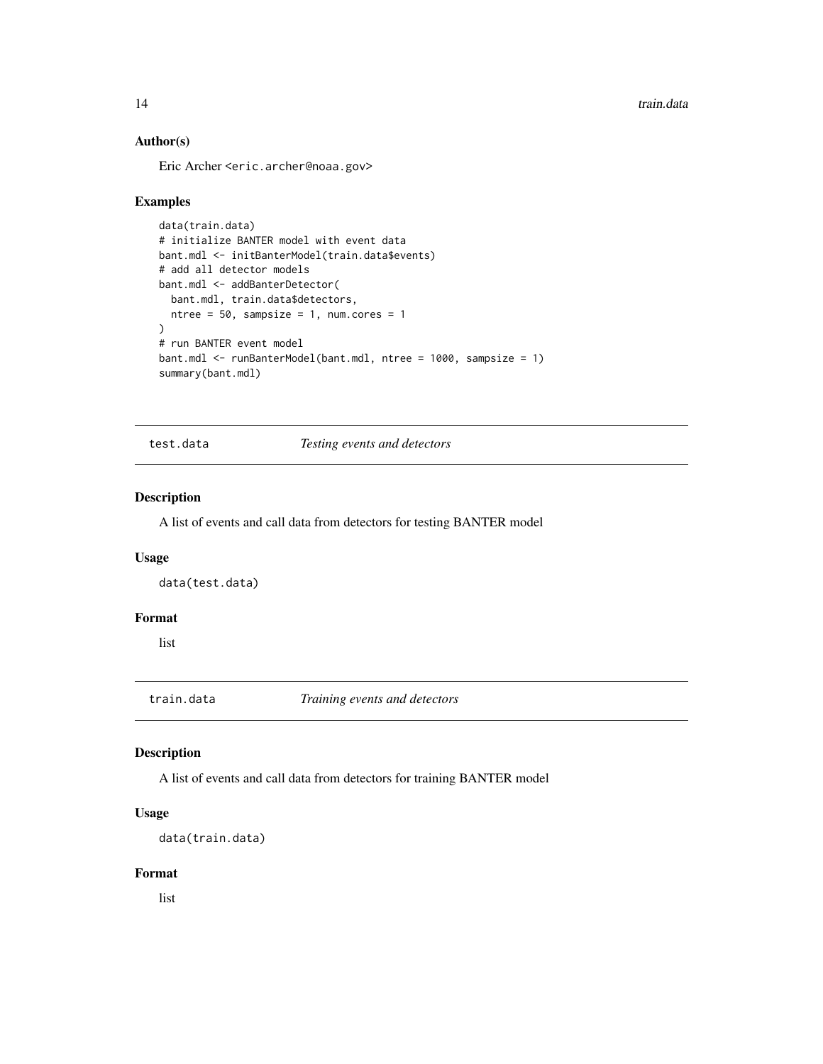## Author(s)

Eric Archer <eric.archer@noaa.gov>

## Examples

```
data(train.data)
# initialize BANTER model with event data
bant.mdl <- initBanterModel(train.data$events)
# add all detector models
bant.mdl <- addBanterDetector(
  bant.mdl, train.data$detectors,
  ntree = 50, sampsize = 1, num.cores = 1
)
# run BANTER event model
bant.mdl <- runBanterModel(bant.mdl, ntree = 1000, sampsize = 1)
summary(bant.mdl)
```

---

# test.data    *Testing events and detectors*

## Description

A list of events and call data from detectors for testing BANTER model

## Usage

```
data(test.data)
```

## Format

list

---

# train.data    *Training events and detectors*

## Description

A list of events and call data from detectors for training BANTER model

## Usage

```
data(train.data)
```

## Format

list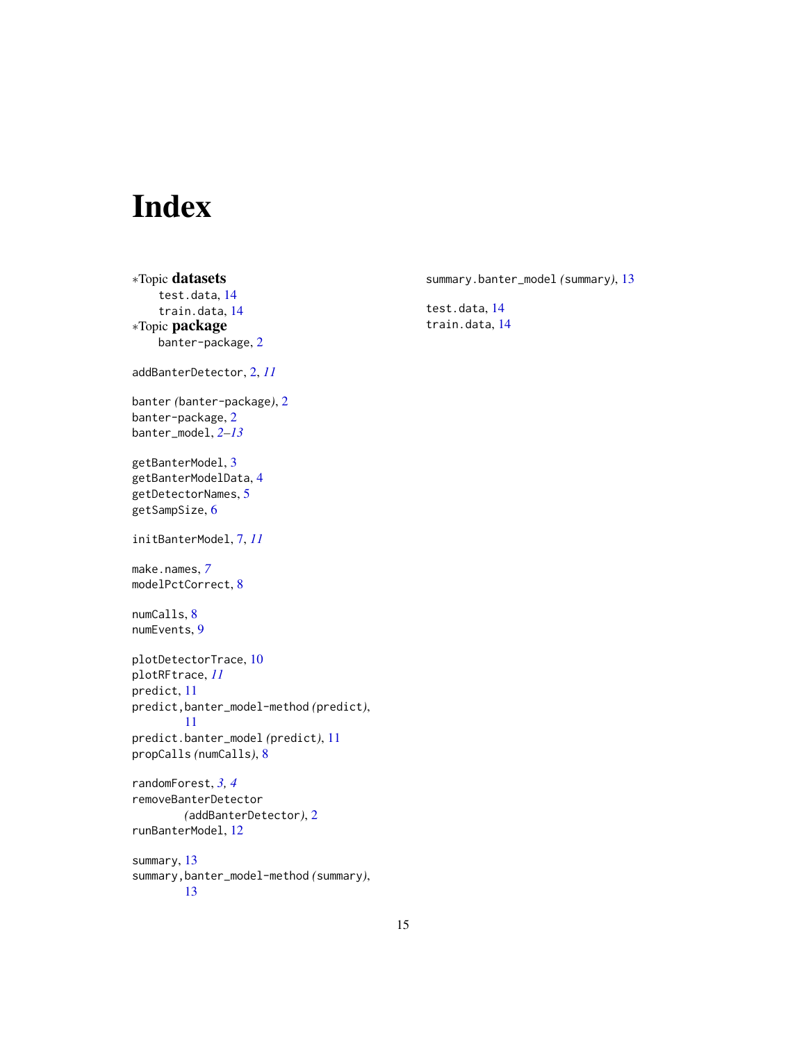# Index

∗Topic **datasets**
test.data, 14
train.data, 14

∗Topic **package**
banter-package, 2

addBanterDetector, 2, *11*

banter (banter-package), 2
banter-package, 2
banter_model, *2–13*

getBanterModel, 3
getBanterModelData, 4
getDetectorNames, 5
getSampSize, 6

initBanterModel, 7, *11*

make.names, *7*
modelPctCorrect, 8

numCalls, 8
numEvents, 9

plotDetectorTrace, 10
plotRFtrace, *11*
predict, 11
predict,banter_model-method (predict), 11
predict.banter_model (predict), 11
propCalls (numCalls), 8

randomForest, *3, 4*
removeBanterDetector (addBanterDetector), 2
runBanterModel, 12

summary, 13
summary,banter_model-method (summary), 13
summary.banter_model (summary), 13

test.data, 14
train.data, 14